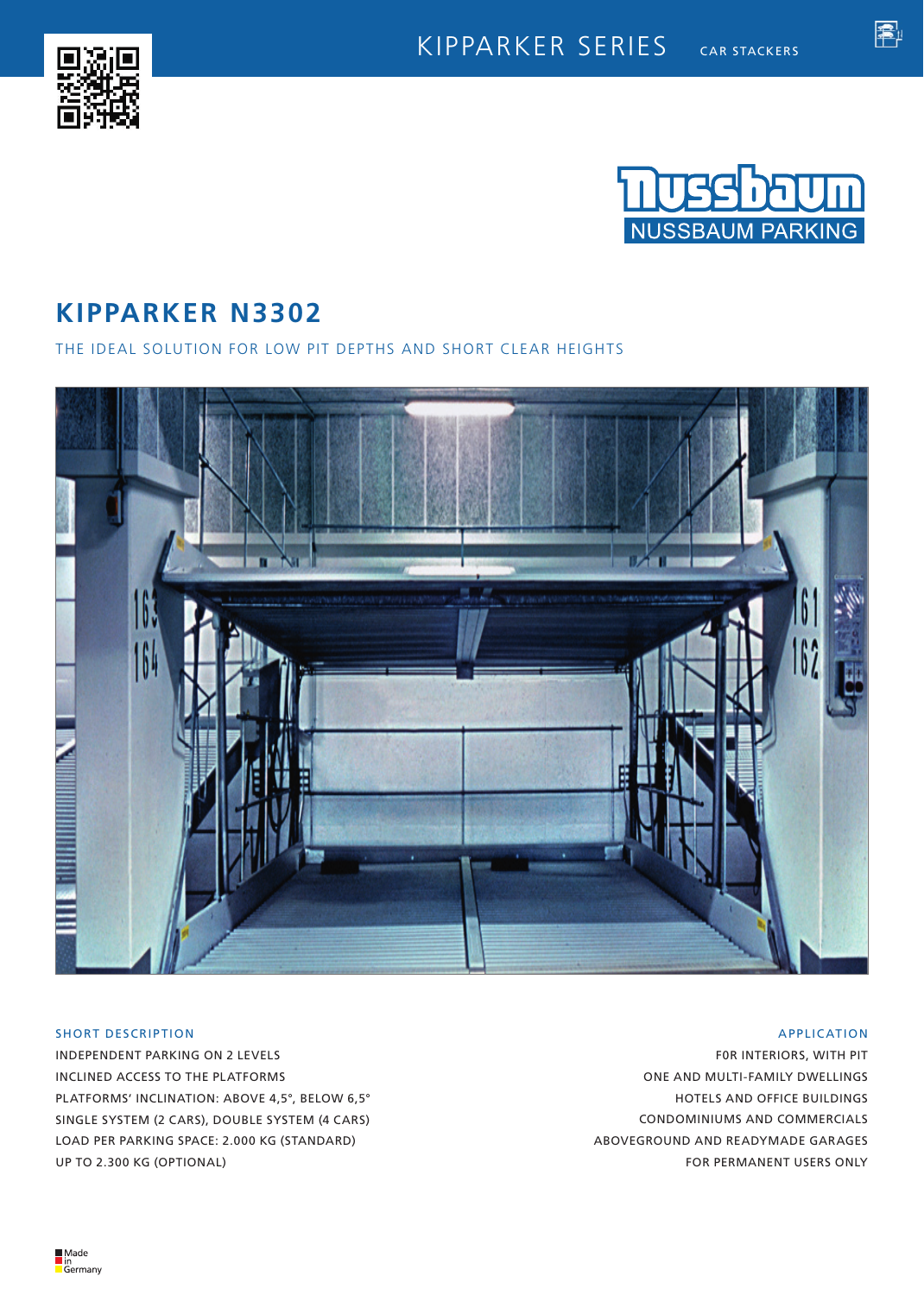KIPPARKER SERIES CAR STACKERS

NUSSBAUM PARKING

# KIPPARKER N3302

THE IDEAL SOLUTION FOR LOW PIT DEPTHS AND SHORT CLEAR HEIGHTS

## SHORT DESCRIPTION

INDEPENDENT PARKING ON 2 LEVELS
INCLINED ACCESS TO THE PLATFORMS
PLATFORMS' INCLINATION: ABOVE 4,5°, BELOW 6,5°
SINGLE SYSTEM (2 CARS), DOUBLE SYSTEM (4 CARS)
LOAD PER PARKING SPACE: 2.000 KG (STANDARD)
UP TO 2.300 KG (OPTIONAL)

## APPLICATION

F0R INTERIORS, WITH PIT
ONE AND MULTI-FAMILY DWELLINGS
HOTELS AND OFFICE BUILDINGS
CONDOMINIUMS AND COMMERCIALS
ABOVEGROUND AND READYMADE GARAGES
FOR PERMANENT USERS ONLY

Made in Germany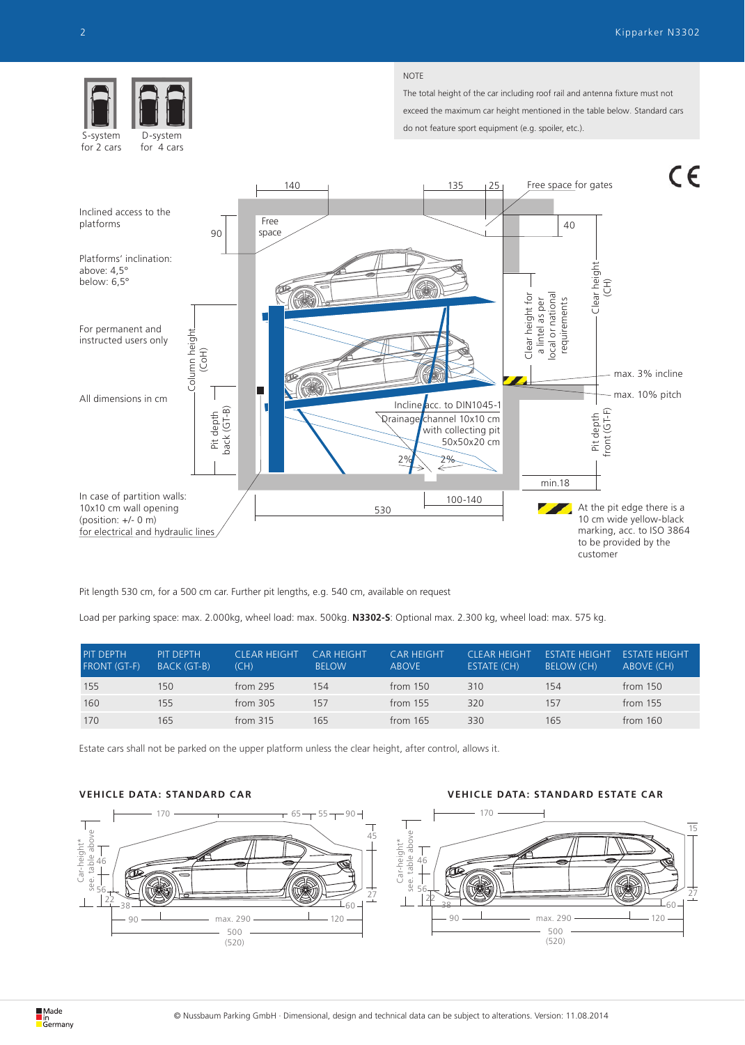S-system for 2 cars

D-system for 4 cars

NOTE

The total height of the car including roof rail and antenna fixture must not exceed the maximum car height mentioned in the table below. Standard cars do not feature sport equipment (e.g. spoiler, etc.).

Inclined access to the platforms

Platforms' inclination:
above: 4,5°
below: 6,5°

For permanent and instructed users only

All dimensions in cm

In case of partition walls:
10x10 cm wall opening
(position: +/- 0 m)
for electrical and hydraulic lines

140 · 135 · 25 · Free space for gates · Free space · 90 · 40 · Clear height for a lintel as per local or national requirements · Clear height (CH) · Column height (CoH) · max. 3% incline · max. 10% pitch · Pit depth back (GT-B) · Pit depth front (GT-F) · Incline acc. to DIN1045-1 · Drainage channel 10x10 cm with collecting pit 50x50x20 cm · 2% · 2% · min.18 · 530 · 100-140

At the pit edge there is a 10 cm wide yellow-black marking, acc. to ISO 3864 to be provided by the customer

Pit length 530 cm, for a 500 cm car. Further pit lengths, e.g. 540 cm, available on request

Load per parking space: max. 2.000kg, wheel load: max. 500kg. **N3302-S**: Optional max. 2.300 kg, wheel load: max. 575 kg.

| PIT DEPTH FRONT (GT-F) | PIT DEPTH BACK (GT-B) | CLEAR HEIGHT (CH) | CAR HEIGHT BELOW | CAR HEIGHT ABOVE | CLEAR HEIGHT ESTATE (CH) | ESTATE HEIGHT BELOW (CH) | ESTATE HEIGHT ABOVE (CH) |
|---|---|---|---|---|---|---|---|
| 155 | 150 | from 295 | 154 | from 150 | 310 | 154 | from 150 |
| 160 | 155 | from 305 | 157 | from 155 | 320 | 157 | from 155 |
| 170 | 165 | from 315 | 165 | from 165 | 330 | 165 | from 160 |

Estate cars shall not be parked on the upper platform unless the clear height, after control, allows it.

## VEHICLE DATA: STANDARD CAR

170 · 65 · 55 · 90 · 45 · Car-height* see. table above · 46 · 56 · 22 · 38 · 27 · 60 · 90 · max. 290 · 120 · 500 (520)

## VEHICLE DATA: STANDARD ESTATE CAR

170 · 15 · Car-height* see. table above · 46 · 56 · 22 · 38 · 27 · 60 · 90 · max. 290 · 120 · 500 (520)

Made in Germany

© Nussbaum Parking GmbH · Dimensional, design and technical data can be subject to alterations. Version: 11.08.2014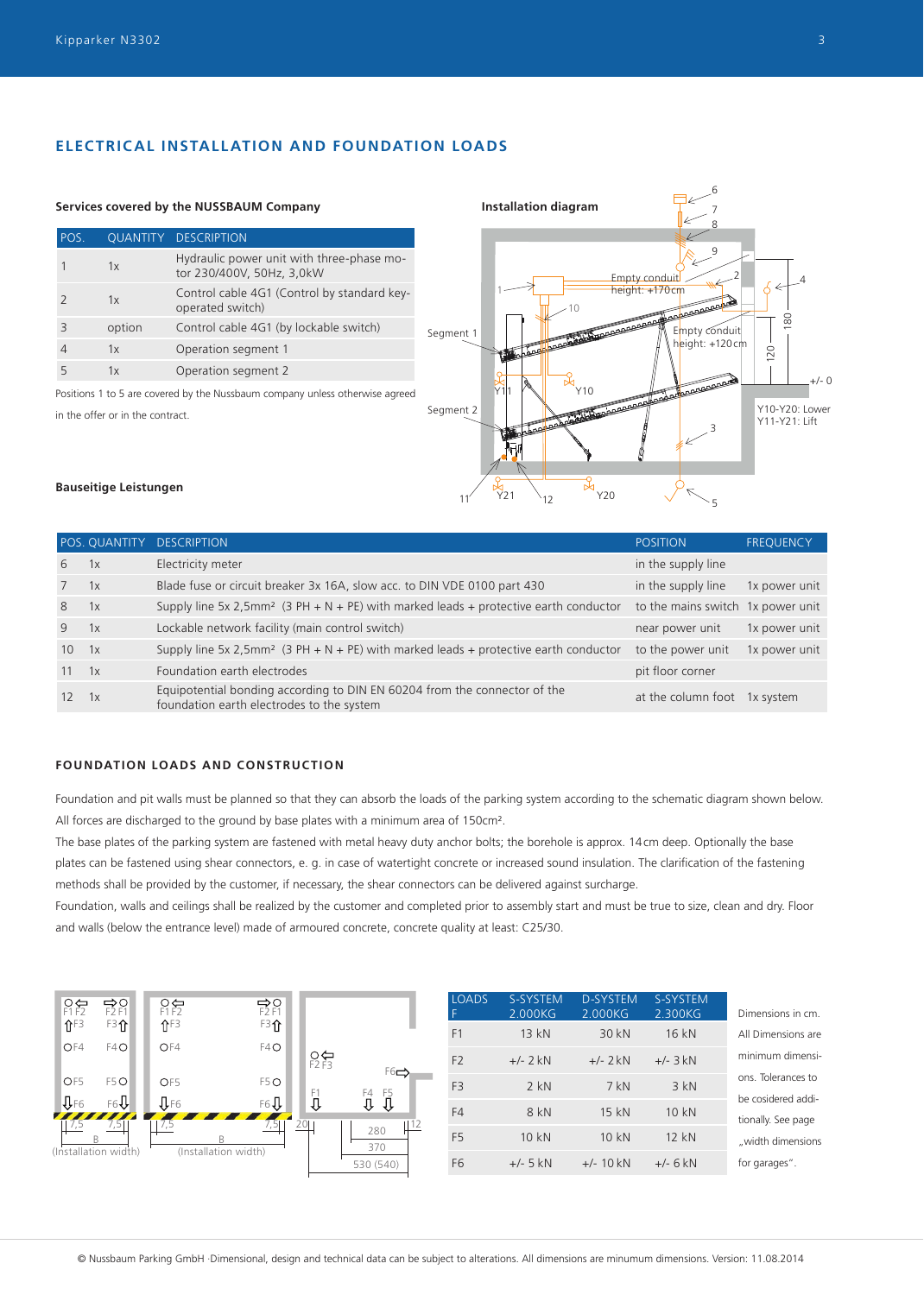## ELECTRICAL INSTALLATION AND FOUNDATION LOADS

### Services covered by the NUSSBAUM Company

| POS. | QUANTITY | DESCRIPTION |
|---|---|---|
| 1 | 1x | Hydraulic power unit with three-phase motor 230/400V, 50Hz, 3,0kW |
| 2 | 1x | Control cable 4G1 (Control by standard key-operated switch) |
| 3 | option | Control cable 4G1 (by lockable switch) |
| 4 | 1x | Operation segment 1 |
| 5 | 1x | Operation segment 2 |

Positions 1 to 5 are covered by the Nussbaum company unless otherwise agreed in the offer or in the contract.

### Installation diagram

Empty conduit height: +170 cm

Empty conduit height: +120 cm

Segment 1

Segment 2

Y10-Y20: Lower
Y11-Y21: Lift

### Bauseitige Leistungen

| POS. | QUANTITY | DESCRIPTION | POSITION | FREQUENCY |
|---|---|---|---|---|
| 6 | 1x | Electricity meter | in the supply line | |
| 7 | 1x | Blade fuse or circuit breaker 3x 16A, slow acc. to DIN VDE 0100 part 430 | in the supply line | 1x power unit |
| 8 | 1x | Supply line 5x 2,5mm² (3 PH + N + PE) with marked leads + protective earth conductor | to the mains switch | 1x power unit |
| 9 | 1x | Lockable network facility (main control switch) | near power unit | 1x power unit |
| 10 | 1x | Supply line 5x 2,5mm² (3 PH + N + PE) with marked leads + protective earth conductor | to the power unit | 1x power unit |
| 11 | 1x | Foundation earth electrodes | pit floor corner | |
| 12 | 1x | Equipotential bonding according to DIN EN 60204 from the connector of the foundation earth electrodes to the system | at the column foot | 1x system |

## FOUNDATION LOADS AND CONSTRUCTION

Foundation and pit walls must be planned so that they can absorb the loads of the parking system according to the schematic diagram shown below. All forces are discharged to the ground by base plates with a minimum area of 150cm².

The base plates of the parking system are fastened with metal heavy duty anchor bolts; the borehole is approx. 14 cm deep. Optionally the base plates can be fastened using shear connectors, e. g. in case of watertight concrete or increased sound insulation. The clarification of the fastening methods shall be provided by the customer, if necessary, the shear connectors can be delivered against surcharge.

Foundation, walls and ceilings shall be realized by the customer and completed prior to assembly start and must be true to size, clean and dry. Floor and walls (below the entrance level) made of armoured concrete, concrete quality at least: C25/30.

B (Installation width) | B (Installation width) | 280 / 370 / 530 (540)

| LOADS F | S-SYSTEM 2.000KG | D-SYSTEM 2.000KG | S-SYSTEM 2.300KG |
|---|---|---|---|
| F1 | 13 kN | 30 kN | 16 kN |
| F2 | +/- 2 kN | +/- 2 kN | +/- 3 kN |
| F3 | 2 kN | 7 kN | 3 kN |
| F4 | 8 kN | 15 kN | 10 kN |
| F5 | 10 kN | 10 kN | 12 kN |
| F6 | +/- 5 kN | +/- 10 kN | +/- 6 kN |

Dimensions in cm. All Dimensions are minimum dimensions. Tolerances to be cosidered additionally. See page „width dimensions for garages".

© Nussbaum Parking GmbH ·Dimensional, design and technical data can be subject to alterations. All dimensions are minumum dimensions. Version: 11.08.2014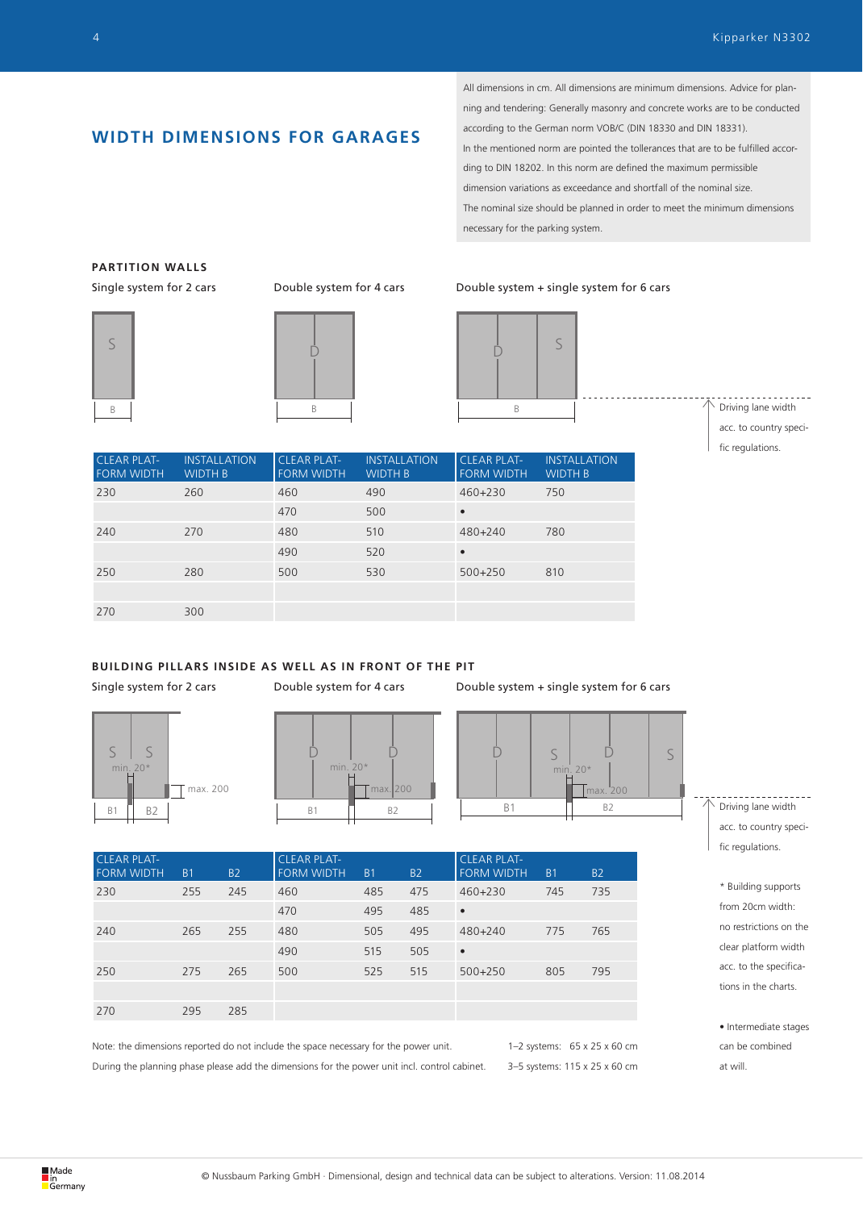## WIDTH DIMENSIONS FOR GARAGES

All dimensions in cm. All dimensions are minimum dimensions. Advice for planning and tendering: Generally masonry and concrete works are to be conducted according to the German norm VOB/C (DIN 18330 and DIN 18331). In the mentioned norm are pointed the tolerances that are to be fulfilled according to DIN 18202. In this norm are defined the maximum permissible dimension variations as exceedance and shortfall of the nominal size. The nominal size should be planned in order to meet the minimum dimensions necessary for the parking system.

### PARTITION WALLS

Single system for 2 cars | Double system for 4 cars | Double system + single system for 6 cars

Driving lane width acc. to country specific regulations.

| CLEAR PLATFORM WIDTH | INSTALLATION WIDTH B | CLEAR PLATFORM WIDTH | INSTALLATION WIDTH B | CLEAR PLATFORM WIDTH | INSTALLATION WIDTH B |
|---|---|---|---|---|---|
| 230 | 260 | 460 | 490 | 460+230 | 750 |
| | | 470 | 500 | • | |
| 240 | 270 | 480 | 510 | 480+240 | 780 |
| | | 490 | 520 | • | |
| 250 | 280 | 500 | 530 | 500+250 | 810 |
| | | | | | |
| 270 | 300 | | | | |

### BUILDING PILLARS INSIDE AS WELL AS IN FRONT OF THE PIT

Single system for 2 cars | Double system for 4 cars | Double system + single system for 6 cars

min. 20* | max. 200

Driving lane width acc. to country specific regulations.

| CLEAR PLATFORM WIDTH | B1 | B2 | CLEAR PLATFORM WIDTH | B1 | B2 | CLEAR PLATFORM WIDTH | B1 | B2 |
|---|---|---|---|---|---|---|---|---|
| 230 | 255 | 245 | 460 | 485 | 475 | 460+230 | 745 | 735 |
| | | | 470 | 495 | 485 | • | | |
| 240 | 265 | 255 | 480 | 505 | 495 | 480+240 | 775 | 765 |
| | | | 490 | 515 | 505 | • | | |
| 250 | 275 | 265 | 500 | 525 | 515 | 500+250 | 805 | 795 |
| | | | | | | | | |
| 270 | 295 | 285 | | | | | | |

\* Building supports from 20cm width: no restrictions on the clear platform width acc. to the specifications in the charts.

• Intermediate stages can be combined at will.

Note: the dimensions reported do not include the space necessary for the power unit. During the planning phase please add the dimensions for the power unit incl. control cabinet.

1–2 systems: 65 x 25 x 60 cm
3–5 systems: 115 x 25 x 60 cm

© Nussbaum Parking GmbH · Dimensional, design and technical data can be subject to alterations. Version: 11.08.2014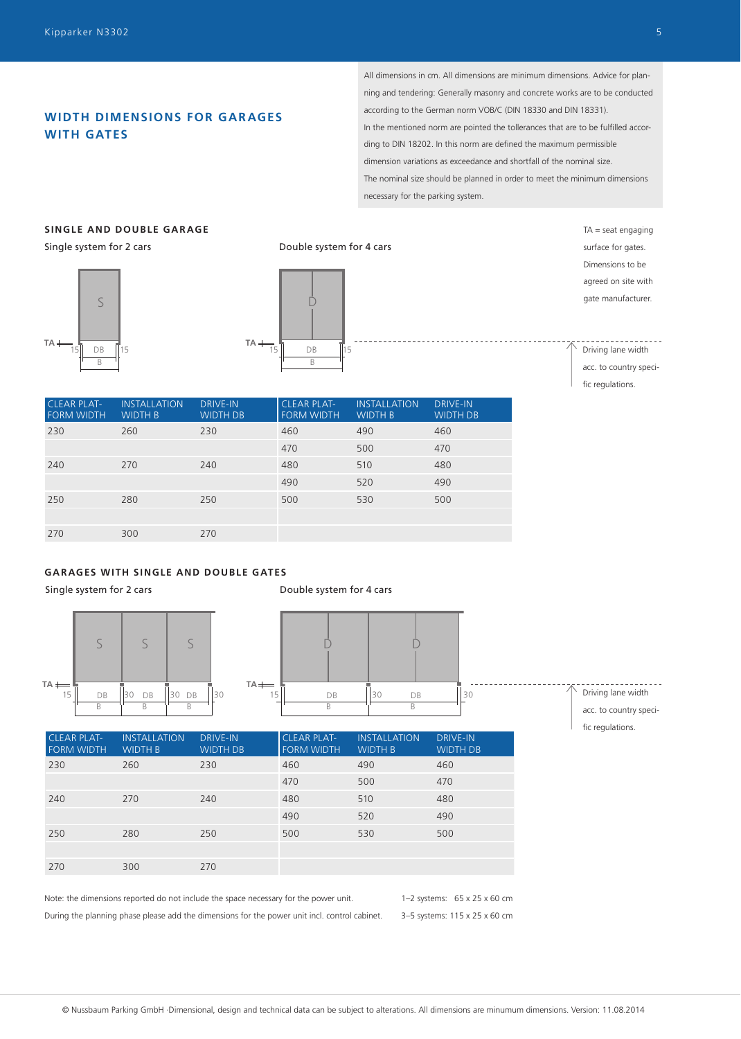## WIDTH DIMENSIONS FOR GARAGES WITH GATES

All dimensions in cm. All dimensions are minimum dimensions. Advice for planning and tendering: Generally masonry and concrete works are to be conducted according to the German norm VOB/C (DIN 18330 and DIN 18331).
In the mentioned norm are pointed the tolerances that are to be fulfilled according to DIN 18202. In this norm are defined the maximum permissible dimension variations as exceedance and shortfall of the nominal size.
The nominal size should be planned in order to meet the minimum dimensions necessary for the parking system.

### SINGLE AND DOUBLE GARAGE

Single system for 2 cars

Double system for 4 cars

TA = seat engaging surface for gates. Dimensions to be agreed on site with gate manufacturer.

Driving lane width acc. to country specific regulations.

| CLEAR PLATFORM WIDTH | INSTALLATION WIDTH B | DRIVE-IN WIDTH DB | CLEAR PLATFORM WIDTH | INSTALLATION WIDTH B | DRIVE-IN WIDTH DB |
|---|---|---|---|---|---|
| 230 | 260 | 230 | 460 | 490 | 460 |
| | | | 470 | 500 | 470 |
| 240 | 270 | 240 | 480 | 510 | 480 |
| | | | 490 | 520 | 490 |
| 250 | 280 | 250 | 500 | 530 | 500 |
| | | | | | |
| 270 | 300 | 270 | | | |

### GARAGES WITH SINGLE AND DOUBLE GATES

Single system for 2 cars

Double system for 4 cars

Driving lane width acc. to country specific regulations.

| CLEAR PLATFORM WIDTH | INSTALLATION WIDTH B | DRIVE-IN WIDTH DB | CLEAR PLATFORM WIDTH | INSTALLATION WIDTH B | DRIVE-IN WIDTH DB |
|---|---|---|---|---|---|
| 230 | 260 | 230 | 460 | 490 | 460 |
| | | | 470 | 500 | 470 |
| 240 | 270 | 240 | 480 | 510 | 480 |
| | | | 490 | 520 | 490 |
| 250 | 280 | 250 | 500 | 530 | 500 |
| | | | | | |
| 270 | 300 | 270 | | | |

Note: the dimensions reported do not include the space necessary for the power unit.
During the planning phase please add the dimensions for the power unit incl. control cabinet.

1–2 systems: 65 x 25 x 60 cm
3–5 systems: 115 x 25 x 60 cm

© Nussbaum Parking GmbH ·Dimensional, design and technical data can be subject to alterations. All dimensions are minumum dimensions. Version: 11.08.2014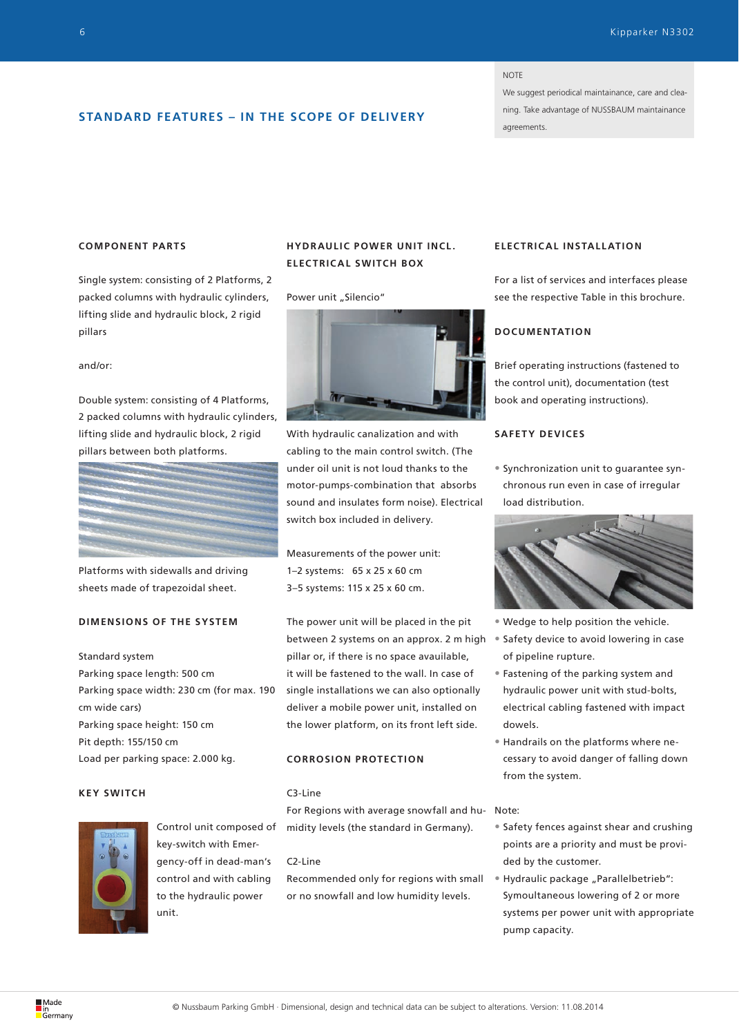## STANDARD FEATURES – IN THE SCOPE OF DELIVERY

NOTE

We suggest periodical maintainance, care and cleaning. Take advantage of NUSSBAUM maintainance agreements.

### COMPONENT PARTS

Single system: consisting of 2 Platforms, 2 packed columns with hydraulic cylinders, lifting slide and hydraulic block, 2 rigid pillars

and/or:

Double system: consisting of 4 Platforms, 2 packed columns with hydraulic cylinders, lifting slide and hydraulic block, 2 rigid pillars between both platforms.

Platforms with sidewalls and driving sheets made of trapezoidal sheet.

### DIMENSIONS OF THE SYSTEM

Standard system
Parking space length: 500 cm
Parking space width: 230 cm (for max. 190 cm wide cars)
Parking space height: 150 cm
Pit depth: 155/150 cm
Load per parking space: 2.000 kg.

### KEY SWITCH

Control unit composed of key-switch with Emergency-off in dead-man's control and with cabling to the hydraulic power unit.

### HYDRAULIC POWER UNIT INCL. ELECTRICAL SWITCH BOX

Power unit „Silencio"

With hydraulic canalization and with cabling to the main control switch. (The under oil unit is not loud thanks to the motor-pumps-combination that absorbs sound and insulates form noise). Electrical switch box included in delivery.

Measurements of the power unit:
1–2 systems: 65 x 25 x 60 cm
3–5 systems: 115 x 25 x 60 cm.

The power unit will be placed in the pit between 2 systems on an approx. 2 m high pillar or, if there is no space avauilable, it will be fastened to the wall. In case of single installations we can also optionally deliver a mobile power unit, installed on the lower platform, on its front left side.

### CORROSION PROTECTION

C3-Line
For Regions with average snowfall and humidity levels (the standard in Germany).

C2-Line
Recommended only for regions with small or no snowfall and low humidity levels.

### ELECTRICAL INSTALLATION

For a list of services and interfaces please see the respective Table in this brochure.

### DOCUMENTATION

Brief operating instructions (fastened to the control unit), documentation (test book and operating instructions).

### SAFETY DEVICES

- Synchronization unit to guarantee synchronous run even in case of irregular load distribution.
- Wedge to help position the vehicle.
- Safety device to avoid lowering in case of pipeline rupture.
- Fastening of the parking system and hydraulic power unit with stud-bolts, electrical cabling fastened with impact dowels.
- Handrails on the platforms where necessary to avoid danger of falling down from the system.

Note:

- Safety fences against shear and crushing points are a priority and must be provided by the customer.
- Hydraulic package „Parallelbetrieb": Symoultaneous lowering of 2 or more systems per power unit with appropriate pump capacity.

© Nussbaum Parking GmbH · Dimensional, design and technical data can be subject to alterations. Version: 11.08.2014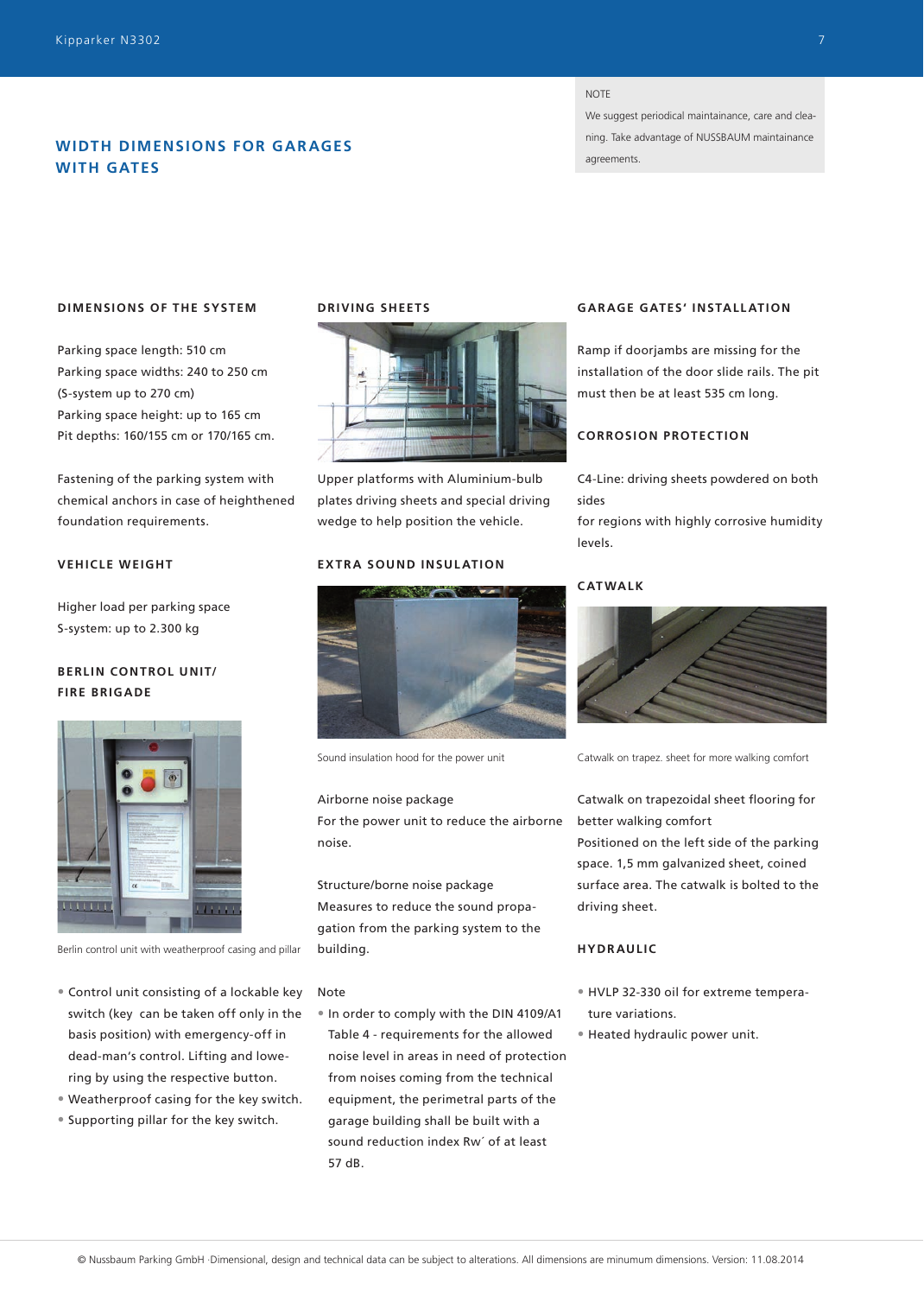## WIDTH DIMENSIONS FOR GARAGES WITH GATES

NOTE

We suggest periodical maintainance, care and cleaning. Take advantage of NUSSBAUM maintainance agreements.

### DIMENSIONS OF THE SYSTEM

Parking space length: 510 cm
Parking space widths: 240 to 250 cm
(S-system up to 270 cm)
Parking space height: up to 165 cm
Pit depths: 160/155 cm or 170/165 cm.

Fastening of the parking system with chemical anchors in case of heighthened foundation requirements.

### VEHICLE WEIGHT

Higher load per parking space
S-system: up to 2.300 kg

### BERLIN CONTROL UNIT/ FIRE BRIGADE

Berlin control unit with weatherproof casing and pillar

- Control unit consisting of a lockable key switch (key can be taken off only in the basis position) with emergency-off in dead-man's control. Lifting and lowering by using the respective button.
- Weatherproof casing for the key switch.
- Supporting pillar for the key switch.

### DRIVING SHEETS

Upper platforms with Aluminium-bulb plates driving sheets and special driving wedge to help position the vehicle.

### EXTRA SOUND INSULATION

Sound insulation hood for the power unit

Airborne noise package
For the power unit to reduce the airborne noise.

Structure/borne noise package
Measures to reduce the sound propagation from the parking system to the building.

Note

- In order to comply with the DIN 4109/A1 Table 4 - requirements for the allowed noise level in areas in need of protection from noises coming from the technical equipment, the perimetral parts of the garage building shall be built with a sound reduction index Rw´ of at least 57 dB.

### GARAGE GATES' INSTALLATION

Ramp if doorjambs are missing for the installation of the door slide rails. The pit must then be at least 535 cm long.

### CORROSION PROTECTION

C4-Line: driving sheets powdered on both sides
for regions with highly corrosive humidity levels.

### CATWALK

Catwalk on trapez. sheet for more walking comfort

Catwalk on trapezoidal sheet flooring for better walking comfort
Positioned on the left side of the parking space. 1,5 mm galvanized sheet, coined surface area. The catwalk is bolted to the driving sheet.

### HYDRAULIC

- HVLP 32-330 oil for extreme temperature variations.
- Heated hydraulic power unit.

© Nussbaum Parking GmbH ·Dimensional, design and technical data can be subject to alterations. All dimensions are minumum dimensions. Version: 11.08.2014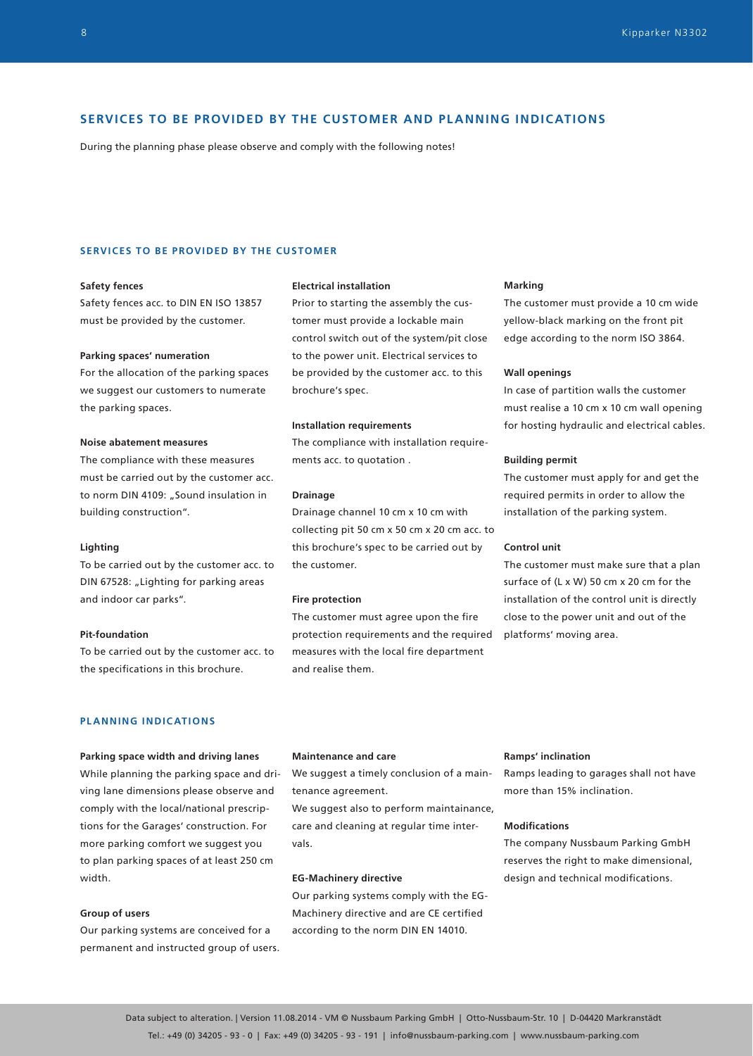## SERVICES TO BE PROVIDED BY THE CUSTOMER AND PLANNING INDICATIONS

During the planning phase please observe and comply with the following notes!

### SERVICES TO BE PROVIDED BY THE CUSTOMER

**Safety fences**
Safety fences acc. to DIN EN ISO 13857 must be provided by the customer.

**Parking spaces' numeration**
For the allocation of the parking spaces we suggest our customers to numerate the parking spaces.

**Noise abatement measures**
The compliance with these measures must be carried out by the customer acc. to norm DIN 4109: „Sound insulation in building construction".

**Lighting**
To be carried out by the customer acc. to DIN 67528: „Lighting for parking areas and indoor car parks".

**Pit-foundation**
To be carried out by the customer acc. to the specifications in this brochure.

**Electrical installation**
Prior to starting the assembly the customer must provide a lockable main control switch out of the system/pit close to the power unit. Electrical services to be provided by the customer acc. to this brochure's spec.

**Installation requirements**
The compliance with installation requirements acc. to quotation .

**Drainage**
Drainage channel 10 cm x 10 cm with collecting pit 50 cm x 50 cm x 20 cm acc. to this brochure's spec to be carried out by the customer.

**Fire protection**
The customer must agree upon the fire protection requirements and the required measures with the local fire department and realise them.

**Marking**
The customer must provide a 10 cm wide yellow-black marking on the front pit edge according to the norm ISO 3864.

**Wall openings**
In case of partition walls the customer must realise a 10 cm x 10 cm wall opening for hosting hydraulic and electrical cables.

**Building permit**
The customer must apply for and get the required permits in order to allow the installation of the parking system.

**Control unit**
The customer must make sure that a plan surface of (L x W) 50 cm x 20 cm for the installation of the control unit is directly close to the power unit and out of the platforms' moving area.

### PLANNING INDICATIONS

**Parking space width and driving lanes**
While planning the parking space and driving lane dimensions please observe and comply with the local/national prescriptions for the Garages' construction. For more parking comfort we suggest you to plan parking spaces of at least 250 cm width.

**Group of users**
Our parking systems are conceived for a permanent and instructed group of users.

**Maintenance and care**
We suggest a timely conclusion of a maintenance agreement.
We suggest also to perform maintainance, care and cleaning at regular time intervals.

**EG-Machinery directive**
Our parking systems comply with the EG-Machinery directive and are CE certified according to the norm DIN EN 14010.

**Ramps' inclination**
Ramps leading to garages shall not have more than 15% inclination.

**Modifications**
The company Nussbaum Parking GmbH reserves the right to make dimensional, design and technical modifications.

Data subject to alteration. | Version 11.08.2014 - VM © Nussbaum Parking GmbH | Otto-Nussbaum-Str. 10 | D-04420 Markranstädt
Tel.: +49 (0) 34205 - 93 - 0 | Fax: +49 (0) 34205 - 93 - 191 | info@nussbaum-parking.com | www.nussbaum-parking.com